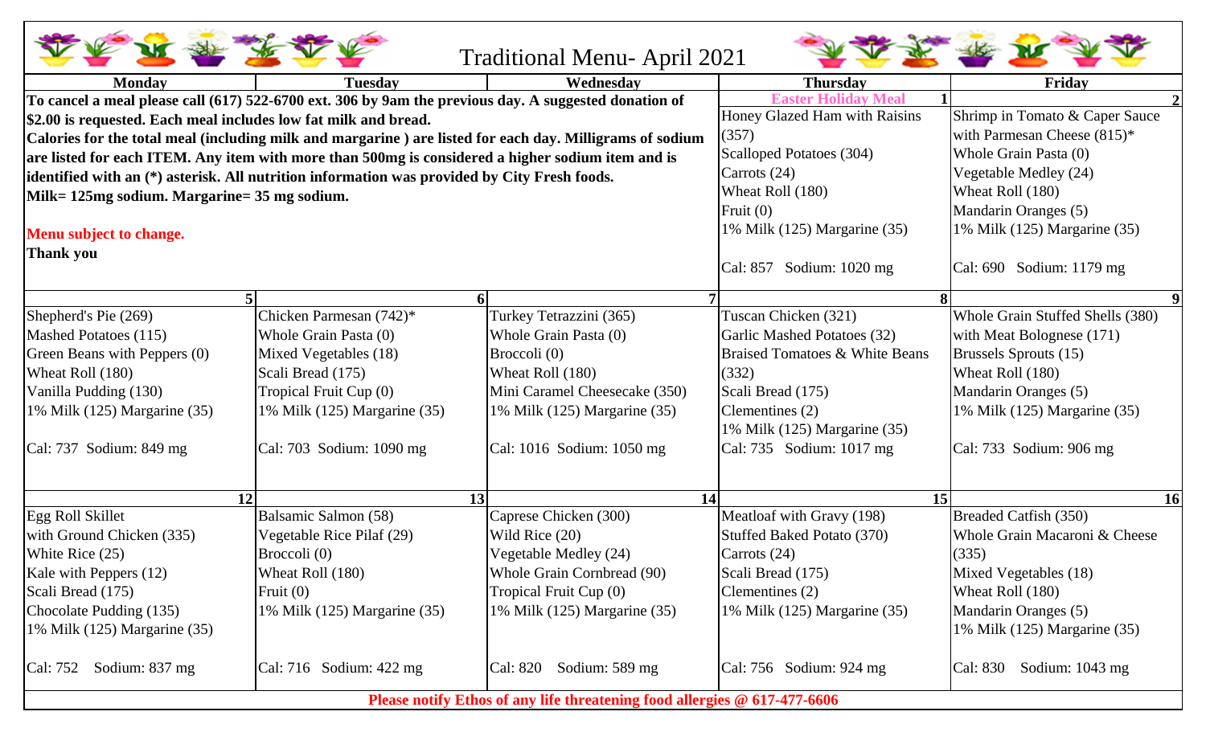# Traditional Menu- April 2021

| Monday | Tuesday | Wednesday | Thursday | Friday |
|---|---|---|---|---|
| **To cancel a meal please call (617) 522-6700 ext. 306 by 9am the previous day. A suggested donation of $2.00 is requested. Each meal includes low fat milk and bread. Calories for the total meal (including milk and margarine ) are listed for each day. Milligrams of sodium are listed for each ITEM. Any item with more than 500mg is considered a higher sodium item and is identified with an (*) asterisk. All nutrition information was provided by City Fresh foods. Milk= 125mg sodium. Margarine= 35 mg sodium.** <br><br> **Menu subject to change.** <br> **Thank you** | | | **1** Easter Holiday Meal <br> Honey Glazed Ham with Raisins (357) <br> Scalloped Potatoes (304) <br> Carrots (24) <br> Wheat Roll (180) <br> Fruit (0) <br> 1% Milk (125) Margarine (35) <br><br> Cal: 857 Sodium: 1020 mg | **2** <br> Shrimp in Tomato & Caper Sauce with Parmesan Cheese (815)* <br> Whole Grain Pasta (0) <br> Vegetable Medley (24) <br> Wheat Roll (180) <br> Mandarin Oranges (5) <br> 1% Milk (125) Margarine (35) <br><br> Cal: 690 Sodium: 1179 mg |
| **5** <br> Shepherd's Pie (269) <br> Mashed Potatoes (115) <br> Green Beans with Peppers (0) <br> Wheat Roll (180) <br> Vanilla Pudding (130) <br> 1% Milk (125) Margarine (35) <br><br> Cal: 737 Sodium: 849 mg | **6** <br> Chicken Parmesan (742)* <br> Whole Grain Pasta (0) <br> Mixed Vegetables (18) <br> Scali Bread (175) <br> Tropical Fruit Cup (0) <br> 1% Milk (125) Margarine (35) <br><br> Cal: 703 Sodium: 1090 mg | **7** <br> Turkey Tetrazzini (365) <br> Whole Grain Pasta (0) <br> Broccoli (0) <br> Wheat Roll (180) <br> Mini Caramel Cheesecake (350) <br> 1% Milk (125) Margarine (35) <br><br> Cal: 1016 Sodium: 1050 mg | **8** <br> Tuscan Chicken (321) <br> Garlic Mashed Potatoes (32) <br> Braised Tomatoes & White Beans (332) <br> Scali Bread (175) <br> Clementines (2) <br> 1% Milk (125) Margarine (35) <br> Cal: 735 Sodium: 1017 mg | **9** <br> Whole Grain Stuffed Shells (380) with Meat Bolognese (171) <br> Brussels Sprouts (15) <br> Wheat Roll (180) <br> Mandarin Oranges (5) <br> 1% Milk (125) Margarine (35) <br><br> Cal: 733 Sodium: 906 mg |
| **12** <br> Egg Roll Skillet with Ground Chicken (335) <br> White Rice (25) <br> Kale with Peppers (12) <br> Scali Bread (175) <br> Chocolate Pudding (135) <br> 1% Milk (125) Margarine (35) <br><br> Cal: 752 Sodium: 837 mg | **13** <br> Balsamic Salmon (58) <br> Vegetable Rice Pilaf (29) <br> Broccoli (0) <br> Wheat Roll (180) <br> Fruit (0) <br> 1% Milk (125) Margarine (35) <br><br> Cal: 716 Sodium: 422 mg | **14** <br> Caprese Chicken (300) <br> Wild Rice (20) <br> Vegetable Medley (24) <br> Whole Grain Cornbread (90) <br> Tropical Fruit Cup (0) <br> 1% Milk (125) Margarine (35) <br><br> Cal: 820 Sodium: 589 mg | **15** <br> Meatloaf with Gravy (198) <br> Stuffed Baked Potato (370) <br> Carrots (24) <br> Scali Bread (175) <br> Clementines (2) <br> 1% Milk (125) Margarine (35) <br><br> Cal: 756 Sodium: 924 mg | **16** <br> Breaded Catfish (350) <br> Whole Grain Macaroni & Cheese (335) <br> Mixed Vegetables (18) <br> Wheat Roll (180) <br> Mandarin Oranges (5) <br> 1% Milk (125) Margarine (35) <br><br> Cal: 830 Sodium: 1043 mg |

**Please notify Ethos of any life threatening food allergies @ 617-477-6606**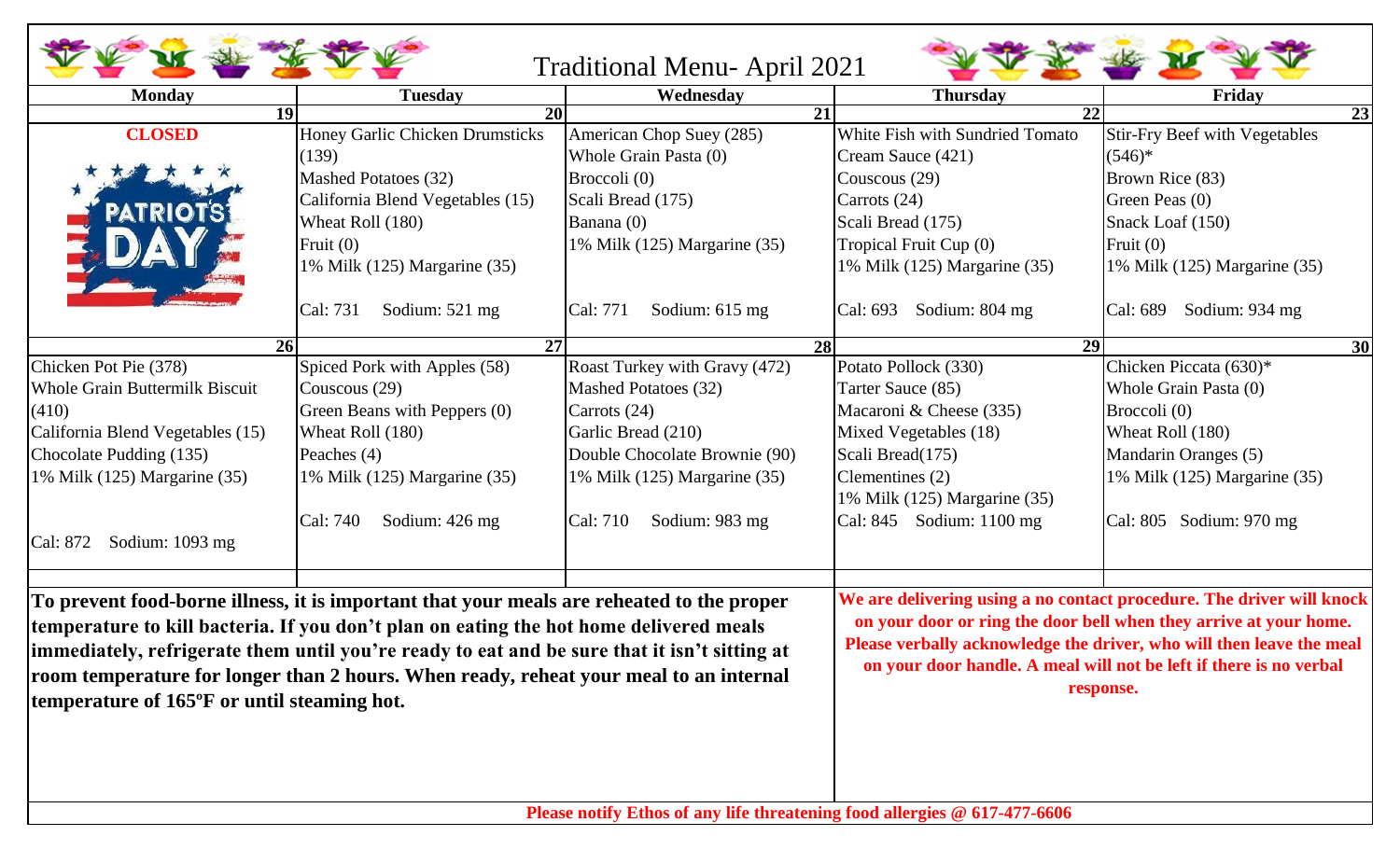# Traditional Menu- April 2021

| Monday | Tuesday | Wednesday | Thursday | Friday |
|---|---|---|---|---|
| 19 | 20 | 21 | 22 | 23 |
| **CLOSED** PATRIOTS DAY | Honey Garlic Chicken Drumsticks (139)<br>Mashed Potatoes (32)<br>California Blend Vegetables (15)<br>Wheat Roll (180)<br>Fruit (0)<br>1% Milk (125) Margarine (35)<br><br>Cal: 731 Sodium: 521 mg | American Chop Suey (285)<br>Whole Grain Pasta (0)<br>Broccoli (0)<br>Scali Bread (175)<br>Banana (0)<br>1% Milk (125) Margarine (35)<br><br>Cal: 771 Sodium: 615 mg | White Fish with Sundried Tomato Cream Sauce (421)<br>Couscous (29)<br>Carrots (24)<br>Scali Bread (175)<br>Tropical Fruit Cup (0)<br>1% Milk (125) Margarine (35)<br><br>Cal: 693 Sodium: 804 mg | Stir-Fry Beef with Vegetables (546)*<br>Brown Rice (83)<br>Green Peas (0)<br>Snack Loaf (150)<br>Fruit (0)<br>1% Milk (125) Margarine (35)<br><br>Cal: 689 Sodium: 934 mg |
| 26 | 27 | 28 | 29 | 30 |
| Chicken Pot Pie (378)<br>Whole Grain Buttermilk Biscuit (410)<br>California Blend Vegetables (15)<br>Chocolate Pudding (135)<br>1% Milk (125) Margarine (35)<br><br>Cal: 872 Sodium: 1093 mg | Spiced Pork with Apples (58)<br>Couscous (29)<br>Green Beans with Peppers (0)<br>Wheat Roll (180)<br>Peaches (4)<br>1% Milk (125) Margarine (35)<br><br>Cal: 740 Sodium: 426 mg | Roast Turkey with Gravy (472)<br>Mashed Potatoes (32)<br>Carrots (24)<br>Garlic Bread (210)<br>Double Chocolate Brownie (90)<br>1% Milk (125) Margarine (35)<br><br>Cal: 710 Sodium: 983 mg | Potato Pollock (330)<br>Tarter Sauce (85)<br>Macaroni & Cheese (335)<br>Mixed Vegetables (18)<br>Scali Bread(175)<br>Clementines (2)<br>1% Milk (125) Margarine (35)<br>Cal: 845 Sodium: 1100 mg | Chicken Piccata (630)*<br>Whole Grain Pasta (0)<br>Broccoli (0)<br>Wheat Roll (180)<br>Mandarin Oranges (5)<br>1% Milk (125) Margarine (35)<br><br>Cal: 805 Sodium: 970 mg |

**To prevent food-borne illness, it is important that your meals are reheated to the proper temperature to kill bacteria. If you don't plan on eating the hot home delivered meals immediately, refrigerate them until you're ready to eat and be sure that it isn't sitting at room temperature for longer than 2 hours. When ready, reheat your meal to an internal temperature of 165ºF or until steaming hot.**

**We are delivering using a no contact procedure. The driver will knock on your door or ring the door bell when they arrive at your home. Please verbally acknowledge the driver, who will then leave the meal on your door handle. A meal will not be left if there is no verbal response.**

**Please notify Ethos of any life threatening food allergies @ 617-477-6606**